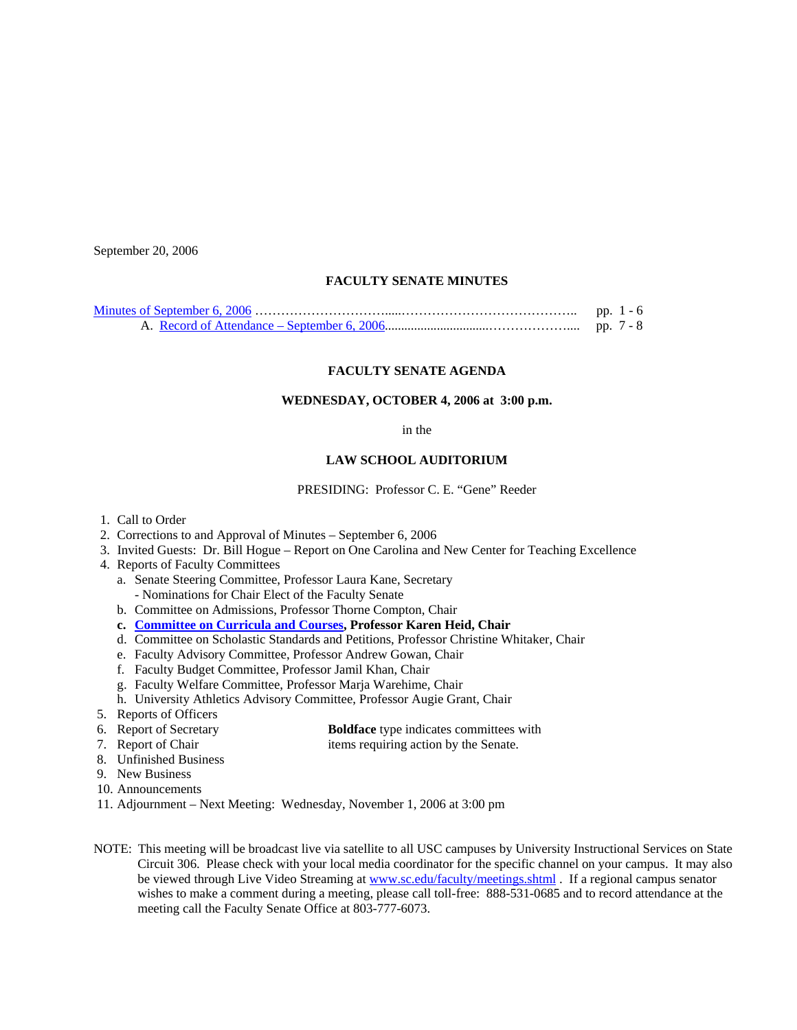September 20, 2006

## FACULTY SENATE MINUTES

Minutes of September 6, 2006 ………………………….....………………………………….. pp. 1 - 6

A. Record of Attendance – September 6, 2006............................……………….... pp. 7 - 8

## FACULTY SENATE AGENDA

**WEDNESDAY, OCTOBER 4, 2006 at 3:00 p.m.**

in the

**LAW SCHOOL AUDITORIUM**

PRESIDING: Professor C. E. "Gene" Reeder

1. Call to Order
2. Corrections to and Approval of Minutes – September 6, 2006
3. Invited Guests: Dr. Bill Hogue – Report on One Carolina and New Center for Teaching Excellence
4. Reports of Faculty Committees
   a. Senate Steering Committee, Professor Laura Kane, Secretary
      - Nominations for Chair Elect of the Faculty Senate
   b. Committee on Admissions, Professor Thorne Compton, Chair
   **c. Committee on Curricula and Courses, Professor Karen Heid, Chair**
   d. Committee on Scholastic Standards and Petitions, Professor Christine Whitaker, Chair
   e. Faculty Advisory Committee, Professor Andrew Gowan, Chair
   f. Faculty Budget Committee, Professor Jamil Khan, Chair
   g. Faculty Welfare Committee, Professor Marja Warehime, Chair
   h. University Athletics Advisory Committee, Professor Augie Grant, Chair
5. Reports of Officers
6. Report of Secretary
7. Report of Chair
8. Unfinished Business
9. New Business
10. Announcements
11. Adjournment – Next Meeting: Wednesday, November 1, 2006 at 3:00 pm

**Boldface** type indicates committees with items requiring action by the Senate.

NOTE: This meeting will be broadcast live via satellite to all USC campuses by University Instructional Services on State Circuit 306. Please check with your local media coordinator for the specific channel on your campus. It may also be viewed through Live Video Streaming at www.sc.edu/faculty/meetings.shtml . If a regional campus senator wishes to make a comment during a meeting, please call toll-free: 888-531-0685 and to record attendance at the meeting call the Faculty Senate Office at 803-777-6073.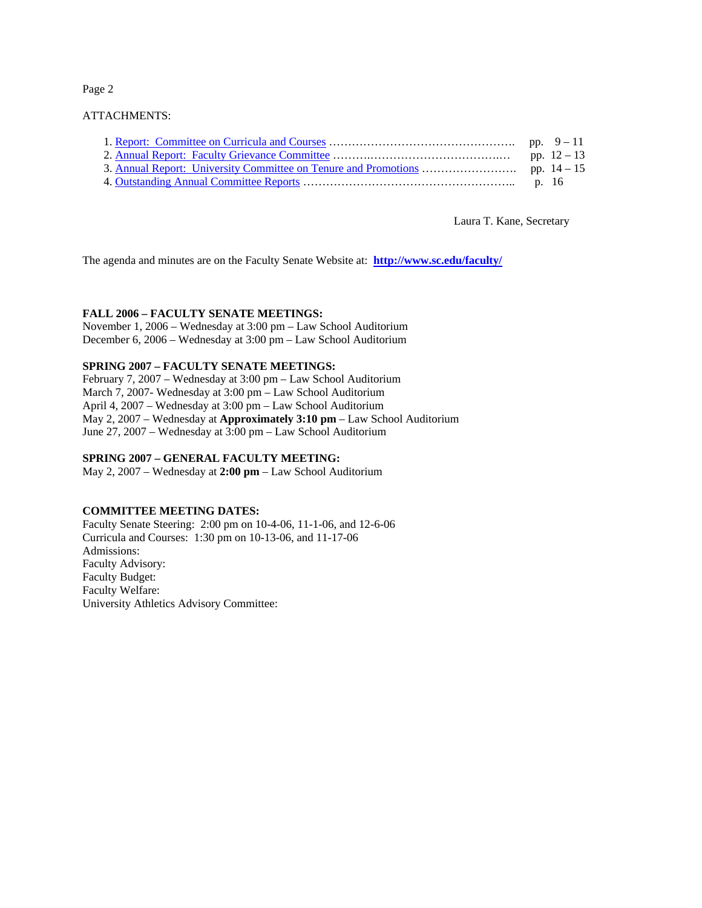ATTACHMENTS:

1. Report: Committee on Curricula and Courses ……………………………………………. pp. 9 – 11
2. Annual Report: Faculty Grievance Committee ………..…………………………….… pp. 12 – 13
3. Annual Report: University Committee on Tenure and Promotions ……………………. pp. 14 – 15
4. Outstanding Annual Committee Reports ……………………………………………….. p. 16

Laura T. Kane, Secretary

The agenda and minutes are on the Faculty Senate Website at: **http://www.sc.edu/faculty/**

**FALL 2006 – FACULTY SENATE MEETINGS:**
November 1, 2006 – Wednesday at 3:00 pm – Law School Auditorium
December 6, 2006 – Wednesday at 3:00 pm – Law School Auditorium

**SPRING 2007 – FACULTY SENATE MEETINGS:**
February 7, 2007 – Wednesday at 3:00 pm – Law School Auditorium
March 7, 2007- Wednesday at 3:00 pm – Law School Auditorium
April 4, 2007 – Wednesday at 3:00 pm – Law School Auditorium
May 2, 2007 – Wednesday at **Approximately 3:10 pm** – Law School Auditorium
June 27, 2007 – Wednesday at 3:00 pm – Law School Auditorium

**SPRING 2007 – GENERAL FACULTY MEETING:**
May 2, 2007 – Wednesday at **2:00 pm** – Law School Auditorium

**COMMITTEE MEETING DATES:**
Faculty Senate Steering: 2:00 pm on 10-4-06, 11-1-06, and 12-6-06
Curricula and Courses: 1:30 pm on 10-13-06, and 11-17-06
Admissions:
Faculty Advisory:
Faculty Budget:
Faculty Welfare:
University Athletics Advisory Committee: